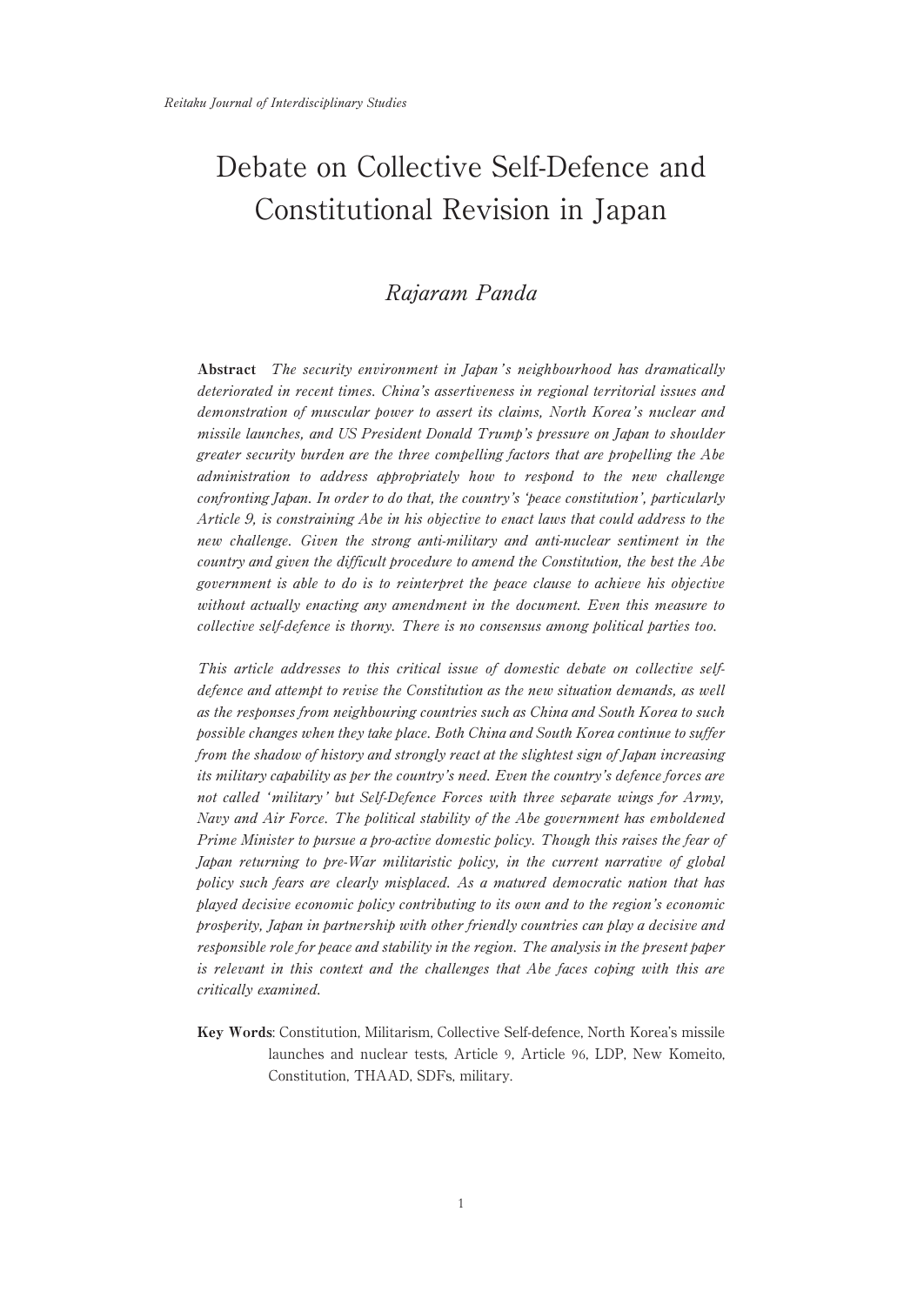# Debate on Collective Self-Defence and Constitutional Revision in Japan

*Rajaram Panda*

**Abstract** *The security environment in Japan's neighbourhood has dramatically deteriorated in recent times. China's assertiveness in regional territorial issues and demonstration of muscular power to assert its claims, North Korea's nuclear and missile launches, and US President Donald Trump's pressure on Japan to shoulder greater security burden are the three compelling factors that are propelling the Abe administration to address appropriately how to respond to the new challenge confronting Japan. In order to do that, the country's 'peace constitution', particularly Article 9, is constraining Abe in his objective to enact laws that could address to the new challenge. Given the strong anti-military and anti-nuclear sentiment in the country and given the difficult procedure to amend the Constitution, the best the Abe government is able to do is to reinterpret the peace clause to achieve his objective without actually enacting any amendment in the document. Even this measure to collective self-defence is thorny. There is no consensus among political parties too.*

*This article addresses to this critical issue of domestic debate on collective self-defence and attempt to revise the Constitution as the new situation demands, as well as the responses from neighbouring countries such as China and South Korea to such possible changes when they take place. Both China and South Korea continue to suffer from the shadow of history and strongly react at the slightest sign of Japan increasing its military capability as per the country's need. Even the country's defence forces are not called 'military' but Self-Defence Forces with three separate wings for Army, Navy and Air Force. The political stability of the Abe government has emboldened Prime Minister to pursue a pro-active domestic policy. Though this raises the fear of Japan returning to pre-War militaristic policy, in the current narrative of global policy such fears are clearly misplaced. As a matured democratic nation that has played decisive economic policy contributing to its own and to the region's economic prosperity, Japan in partnership with other friendly countries can play a decisive and responsible role for peace and stability in the region. The analysis in the present paper is relevant in this context and the challenges that Abe faces coping with this are critically examined.*

**Key Words**: Constitution, Militarism, Collective Self-defence, North Korea's missile launches and nuclear tests, Article 9, Article 96, LDP, New Komeito, Constitution, THAAD, SDFs, military.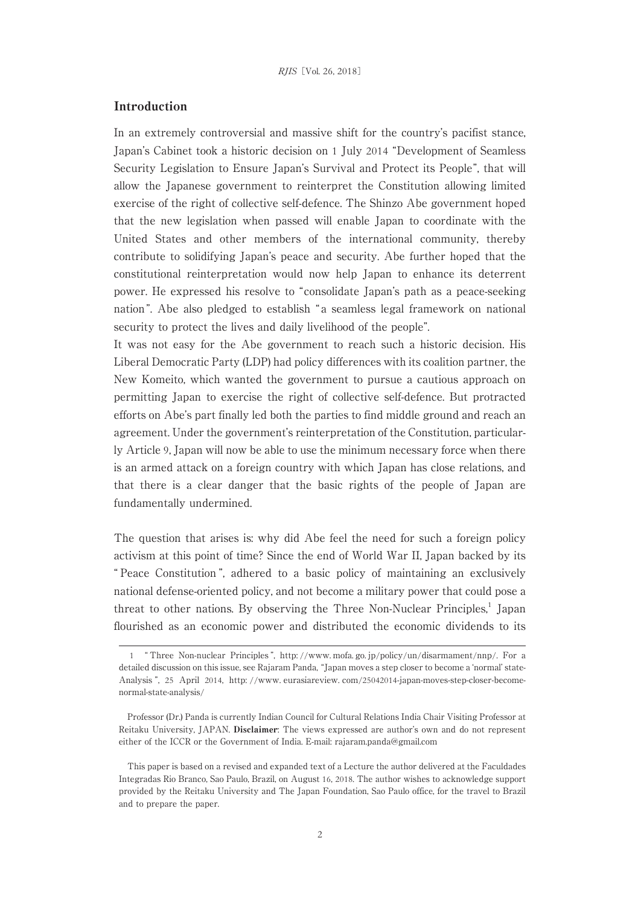## Introduction

In an extremely controversial and massive shift for the country's pacifist stance, Japan's Cabinet took a historic decision on 1 July 2014 "Development of Seamless Security Legislation to Ensure Japan's Survival and Protect its People", that will allow the Japanese government to reinterpret the Constitution allowing limited exercise of the right of collective self-defence. The Shinzo Abe government hoped that the new legislation when passed will enable Japan to coordinate with the United States and other members of the international community, thereby contribute to solidifying Japan's peace and security. Abe further hoped that the constitutional reinterpretation would now help Japan to enhance its deterrent power. He expressed his resolve to "consolidate Japan's path as a peace-seeking nation". Abe also pledged to establish "a seamless legal framework on national security to protect the lives and daily livelihood of the people".

It was not easy for the Abe government to reach such a historic decision. His Liberal Democratic Party (LDP) had policy differences with its coalition partner, the New Komeito, which wanted the government to pursue a cautious approach on permitting Japan to exercise the right of collective self-defence. But protracted efforts on Abe's part finally led both the parties to find middle ground and reach an agreement. Under the government's reinterpretation of the Constitution, particularly Article 9, Japan will now be able to use the minimum necessary force when there is an armed attack on a foreign country with which Japan has close relations, and that there is a clear danger that the basic rights of the people of Japan are fundamentally undermined.

The question that arises is: why did Abe feel the need for such a foreign policy activism at this point of time? Since the end of World War II, Japan backed by its "Peace Constitution", adhered to a basic policy of maintaining an exclusively national defense-oriented policy, and not become a military power that could pose a threat to other nations. By observing the Three Non-Nuclear Principles,[1] Japan flourished as an economic power and distributed the economic dividends to its

---

1 "Three Non-nuclear Principles", http://www.mofa.go.jp/policy/un/disarmament/nnp/. For a detailed discussion on this issue, see Rajaram Panda, "Japan moves a step closer to become a 'normal' state-Analysis", 25 April 2014, http://www.eurasiareview.com/25042014-japan-moves-step-closer-become-normal-state-analysis/

Professor (Dr.) Panda is currently Indian Council for Cultural Relations India Chair Visiting Professor at Reitaku University, JAPAN. **Disclaimer**: The views expressed are author's own and do not represent either of the ICCR or the Government of India. E-mail: rajaram.panda@gmail.com

This paper is based on a revised and expanded text of a Lecture the author delivered at the Faculdades Integradas Rio Branco, Sao Paulo, Brazil, on August 16, 2018. The author wishes to acknowledge support provided by the Reitaku University and The Japan Foundation, Sao Paulo office, for the travel to Brazil and to prepare the paper.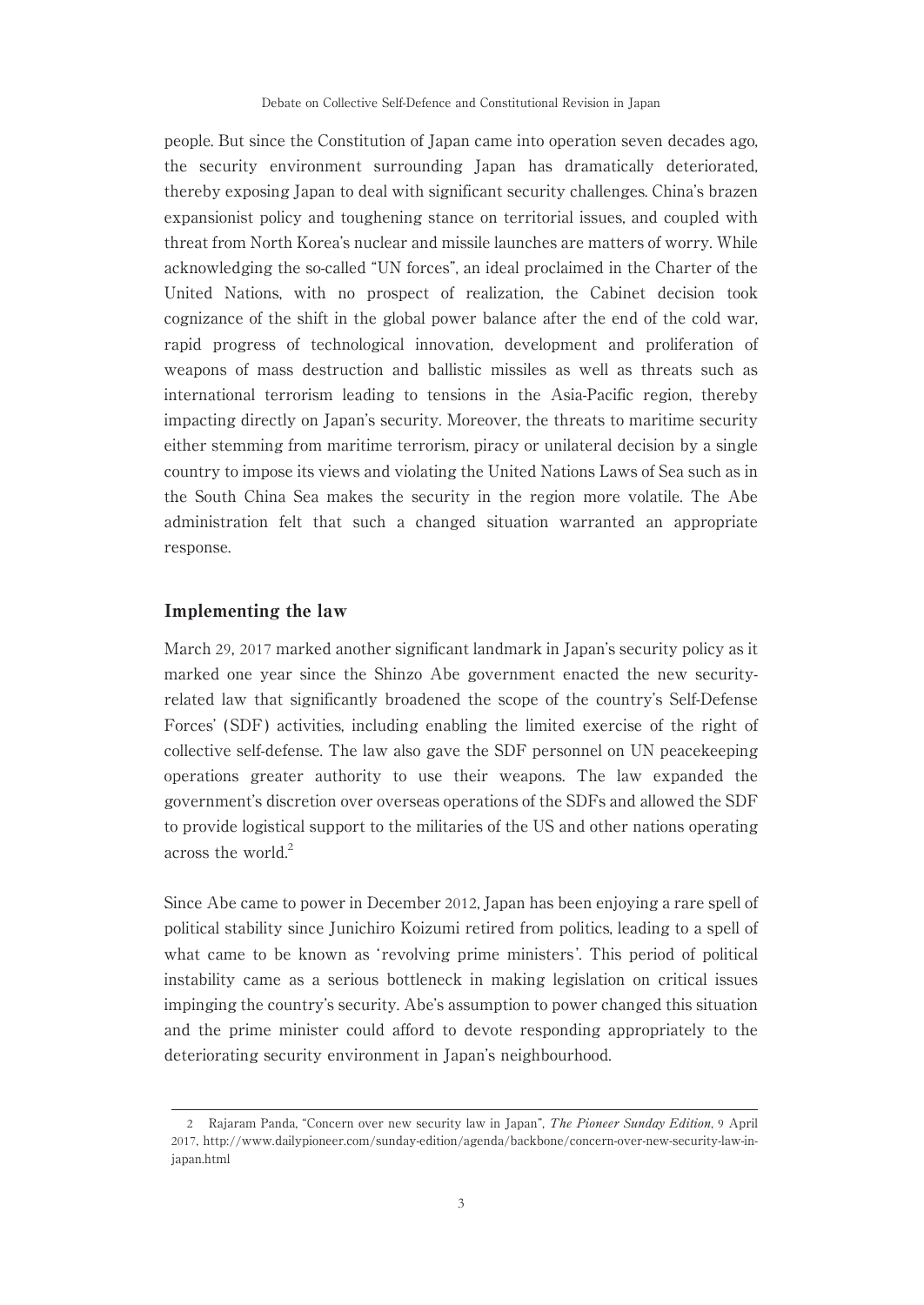people. But since the Constitution of Japan came into operation seven decades ago, the security environment surrounding Japan has dramatically deteriorated, thereby exposing Japan to deal with significant security challenges. China's brazen expansionist policy and toughening stance on territorial issues, and coupled with threat from North Korea's nuclear and missile launches are matters of worry. While acknowledging the so-called "UN forces", an ideal proclaimed in the Charter of the United Nations, with no prospect of realization, the Cabinet decision took cognizance of the shift in the global power balance after the end of the cold war, rapid progress of technological innovation, development and proliferation of weapons of mass destruction and ballistic missiles as well as threats such as international terrorism leading to tensions in the Asia-Pacific region, thereby impacting directly on Japan's security. Moreover, the threats to maritime security either stemming from maritime terrorism, piracy or unilateral decision by a single country to impose its views and violating the United Nations Laws of Sea such as in the South China Sea makes the security in the region more volatile. The Abe administration felt that such a changed situation warranted an appropriate response.

## Implementing the law

March 29, 2017 marked another significant landmark in Japan's security policy as it marked one year since the Shinzo Abe government enacted the new security-related law that significantly broadened the scope of the country's Self-Defense Forces' (SDF) activities, including enabling the limited exercise of the right of collective self-defense. The law also gave the SDF personnel on UN peacekeeping operations greater authority to use their weapons. The law expanded the government's discretion over overseas operations of the SDFs and allowed the SDF to provide logistical support to the militaries of the US and other nations operating across the world.[2]

Since Abe came to power in December 2012, Japan has been enjoying a rare spell of political stability since Junichiro Koizumi retired from politics, leading to a spell of what came to be known as 'revolving prime ministers'. This period of political instability came as a serious bottleneck in making legislation on critical issues impinging the country's security. Abe's assumption to power changed this situation and the prime minister could afford to devote responding appropriately to the deteriorating security environment in Japan's neighbourhood.

---

2 Rajaram Panda, "Concern over new security law in Japan", *The Pioneer Sunday Edition*, 9 April 2017, http://www.dailypioneer.com/sunday-edition/agenda/backbone/concern-over-new-security-law-in-japan.html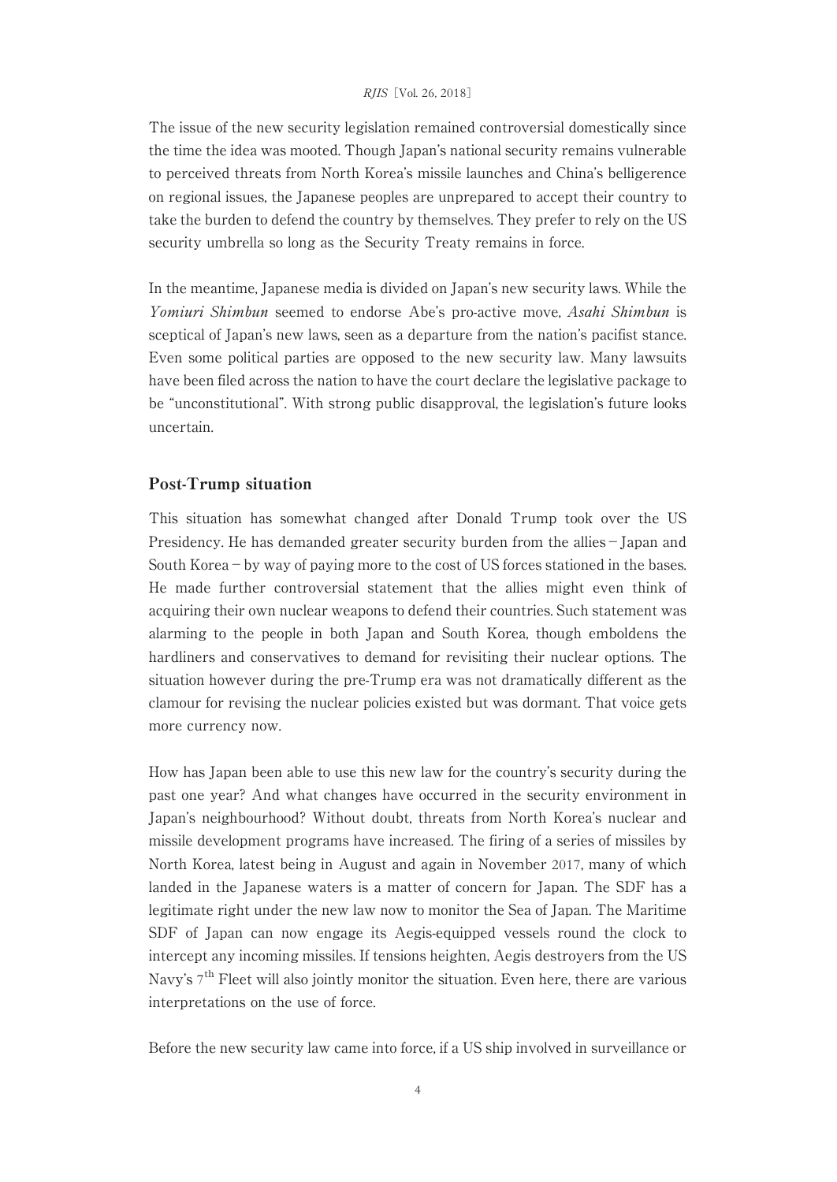The issue of the new security legislation remained controversial domestically since the time the idea was mooted. Though Japan's national security remains vulnerable to perceived threats from North Korea's missile launches and China's belligerence on regional issues, the Japanese peoples are unprepared to accept their country to take the burden to defend the country by themselves. They prefer to rely on the US security umbrella so long as the Security Treaty remains in force.

In the meantime, Japanese media is divided on Japan's new security laws. While the *Yomiuri Shimbun* seemed to endorse Abe's pro-active move, *Asahi Shimbun* is sceptical of Japan's new laws, seen as a departure from the nation's pacifist stance. Even some political parties are opposed to the new security law. Many lawsuits have been filed across the nation to have the court declare the legislative package to be "unconstitutional". With strong public disapproval, the legislation's future looks uncertain.

## Post-Trump situation

This situation has somewhat changed after Donald Trump took over the US Presidency. He has demanded greater security burden from the allies – Japan and South Korea – by way of paying more to the cost of US forces stationed in the bases. He made further controversial statement that the allies might even think of acquiring their own nuclear weapons to defend their countries. Such statement was alarming to the people in both Japan and South Korea, though emboldens the hardliners and conservatives to demand for revisiting their nuclear options. The situation however during the pre-Trump era was not dramatically different as the clamour for revising the nuclear policies existed but was dormant. That voice gets more currency now.

How has Japan been able to use this new law for the country's security during the past one year? And what changes have occurred in the security environment in Japan's neighbourhood? Without doubt, threats from North Korea's nuclear and missile development programs have increased. The firing of a series of missiles by North Korea, latest being in August and again in November 2017, many of which landed in the Japanese waters is a matter of concern for Japan. The SDF has a legitimate right under the new law now to monitor the Sea of Japan. The Maritime SDF of Japan can now engage its Aegis-equipped vessels round the clock to intercept any incoming missiles. If tensions heighten, Aegis destroyers from the US Navy's 7th Fleet will also jointly monitor the situation. Even here, there are various interpretations on the use of force.

Before the new security law came into force, if a US ship involved in surveillance or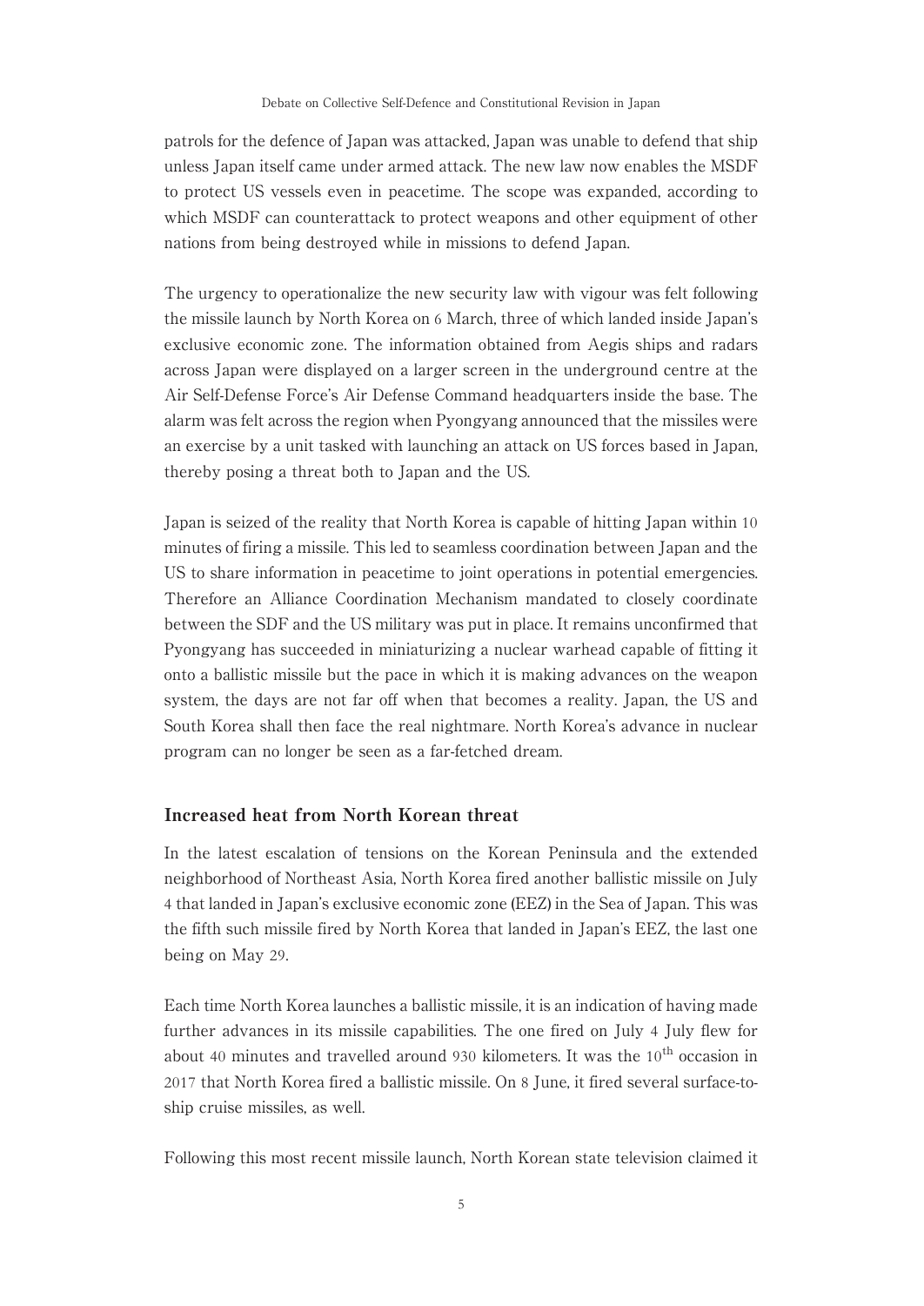patrols for the defence of Japan was attacked, Japan was unable to defend that ship unless Japan itself came under armed attack. The new law now enables the MSDF to protect US vessels even in peacetime. The scope was expanded, according to which MSDF can counterattack to protect weapons and other equipment of other nations from being destroyed while in missions to defend Japan.

The urgency to operationalize the new security law with vigour was felt following the missile launch by North Korea on 6 March, three of which landed inside Japan's exclusive economic zone. The information obtained from Aegis ships and radars across Japan were displayed on a larger screen in the underground centre at the Air Self-Defense Force's Air Defense Command headquarters inside the base. The alarm was felt across the region when Pyongyang announced that the missiles were an exercise by a unit tasked with launching an attack on US forces based in Japan, thereby posing a threat both to Japan and the US.

Japan is seized of the reality that North Korea is capable of hitting Japan within 10 minutes of firing a missile. This led to seamless coordination between Japan and the US to share information in peacetime to joint operations in potential emergencies. Therefore an Alliance Coordination Mechanism mandated to closely coordinate between the SDF and the US military was put in place. It remains unconfirmed that Pyongyang has succeeded in miniaturizing a nuclear warhead capable of fitting it onto a ballistic missile but the pace in which it is making advances on the weapon system, the days are not far off when that becomes a reality. Japan, the US and South Korea shall then face the real nightmare. North Korea's advance in nuclear program can no longer be seen as a far-fetched dream.

## Increased heat from North Korean threat

In the latest escalation of tensions on the Korean Peninsula and the extended neighborhood of Northeast Asia, North Korea fired another ballistic missile on July 4 that landed in Japan's exclusive economic zone (EEZ) in the Sea of Japan. This was the fifth such missile fired by North Korea that landed in Japan's EEZ, the last one being on May 29.

Each time North Korea launches a ballistic missile, it is an indication of having made further advances in its missile capabilities. The one fired on July 4 July flew for about 40 minutes and travelled around 930 kilometers. It was the 10th occasion in 2017 that North Korea fired a ballistic missile. On 8 June, it fired several surface-to-ship cruise missiles, as well.

Following this most recent missile launch, North Korean state television claimed it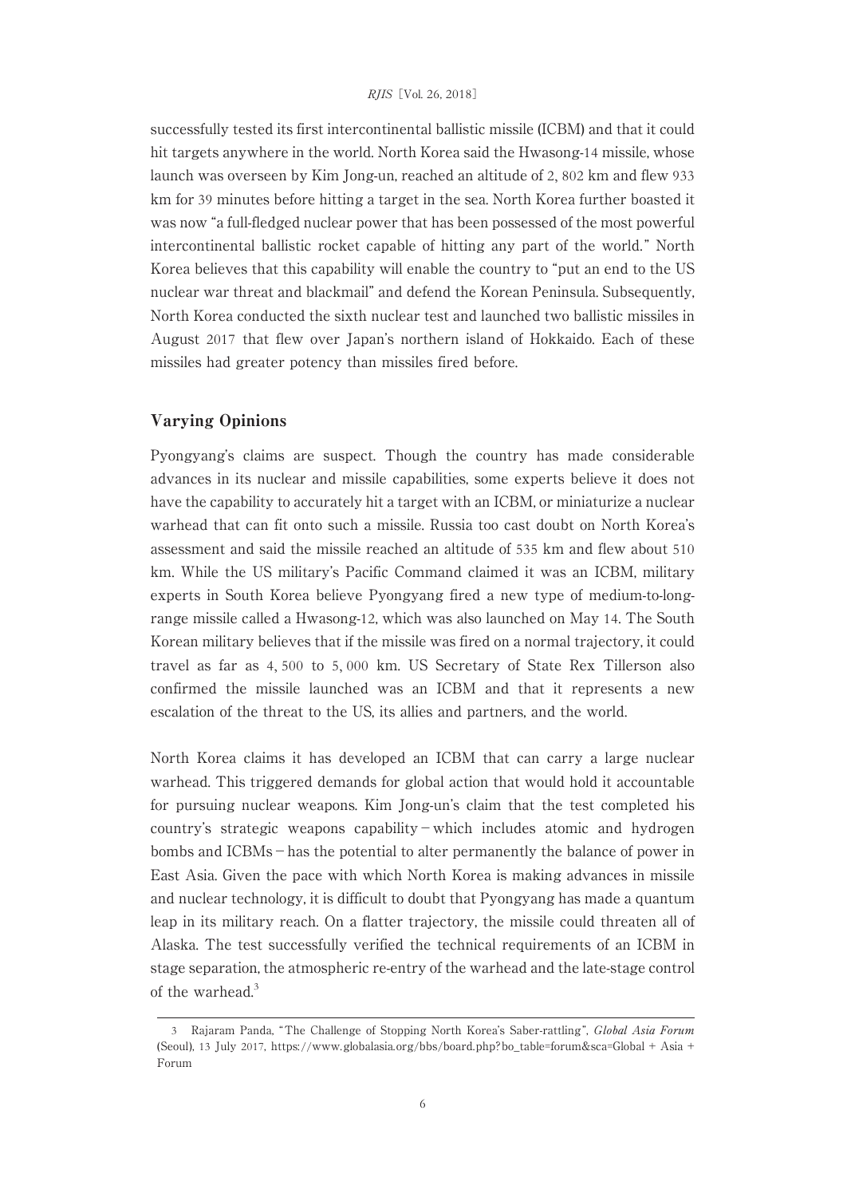successfully tested its first intercontinental ballistic missile (ICBM) and that it could hit targets anywhere in the world. North Korea said the Hwasong-14 missile, whose launch was overseen by Kim Jong-un, reached an altitude of 2,802 km and flew 933 km for 39 minutes before hitting a target in the sea. North Korea further boasted it was now "a full-fledged nuclear power that has been possessed of the most powerful intercontinental ballistic rocket capable of hitting any part of the world." North Korea believes that this capability will enable the country to "put an end to the US nuclear war threat and blackmail" and defend the Korean Peninsula. Subsequently, North Korea conducted the sixth nuclear test and launched two ballistic missiles in August 2017 that flew over Japan's northern island of Hokkaido. Each of these missiles had greater potency than missiles fired before.

## Varying Opinions

Pyongyang's claims are suspect. Though the country has made considerable advances in its nuclear and missile capabilities, some experts believe it does not have the capability to accurately hit a target with an ICBM, or miniaturize a nuclear warhead that can fit onto such a missile. Russia too cast doubt on North Korea's assessment and said the missile reached an altitude of 535 km and flew about 510 km. While the US military's Pacific Command claimed it was an ICBM, military experts in South Korea believe Pyongyang fired a new type of medium-to-long-range missile called a Hwasong-12, which was also launched on May 14. The South Korean military believes that if the missile was fired on a normal trajectory, it could travel as far as 4,500 to 5,000 km. US Secretary of State Rex Tillerson also confirmed the missile launched was an ICBM and that it represents a new escalation of the threat to the US, its allies and partners, and the world.

North Korea claims it has developed an ICBM that can carry a large nuclear warhead. This triggered demands for global action that would hold it accountable for pursuing nuclear weapons. Kim Jong-un's claim that the test completed his country's strategic weapons capability – which includes atomic and hydrogen bombs and ICBMs – has the potential to alter permanently the balance of power in East Asia. Given the pace with which North Korea is making advances in missile and nuclear technology, it is difficult to doubt that Pyongyang has made a quantum leap in its military reach. On a flatter trajectory, the missile could threaten all of Alaska. The test successfully verified the technical requirements of an ICBM in stage separation, the atmospheric re-entry of the warhead and the late-stage control of the warhead.[3]

---

3 Rajaram Panda, "The Challenge of Stopping North Korea's Saber-rattling", *Global Asia Forum* (Seoul), 13 July 2017, https://www.globalasia.org/bbs/board.php?bo_table=forum&sca=Global + Asia + Forum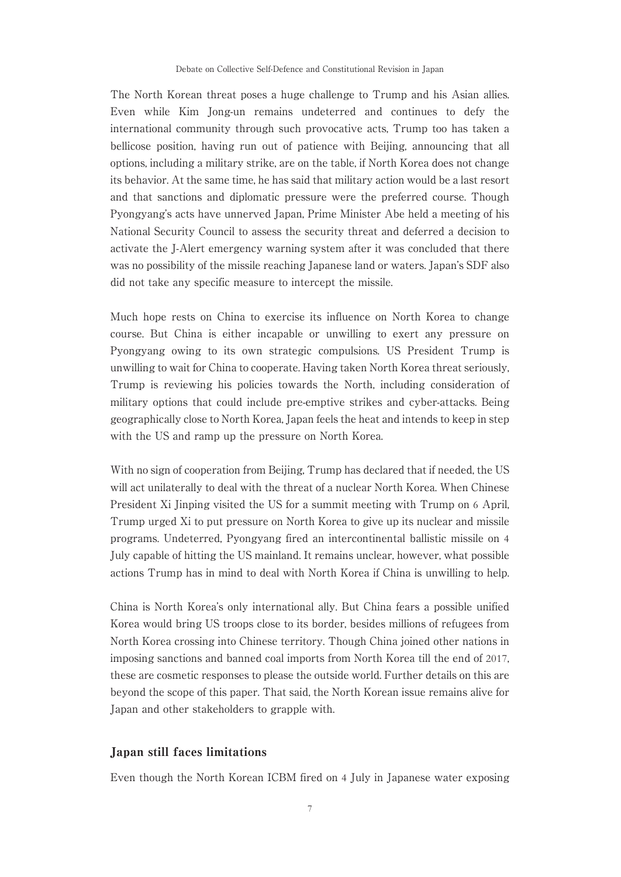The North Korean threat poses a huge challenge to Trump and his Asian allies. Even while Kim Jong-un remains undeterred and continues to defy the international community through such provocative acts, Trump too has taken a bellicose position, having run out of patience with Beijing, announcing that all options, including a military strike, are on the table, if North Korea does not change its behavior. At the same time, he has said that military action would be a last resort and that sanctions and diplomatic pressure were the preferred course. Though Pyongyang's acts have unnerved Japan, Prime Minister Abe held a meeting of his National Security Council to assess the security threat and deferred a decision to activate the J-Alert emergency warning system after it was concluded that there was no possibility of the missile reaching Japanese land or waters. Japan's SDF also did not take any specific measure to intercept the missile.

Much hope rests on China to exercise its influence on North Korea to change course. But China is either incapable or unwilling to exert any pressure on Pyongyang owing to its own strategic compulsions. US President Trump is unwilling to wait for China to cooperate. Having taken North Korea threat seriously, Trump is reviewing his policies towards the North, including consideration of military options that could include pre-emptive strikes and cyber-attacks. Being geographically close to North Korea, Japan feels the heat and intends to keep in step with the US and ramp up the pressure on North Korea.

With no sign of cooperation from Beijing, Trump has declared that if needed, the US will act unilaterally to deal with the threat of a nuclear North Korea. When Chinese President Xi Jinping visited the US for a summit meeting with Trump on 6 April, Trump urged Xi to put pressure on North Korea to give up its nuclear and missile programs. Undeterred, Pyongyang fired an intercontinental ballistic missile on 4 July capable of hitting the US mainland. It remains unclear, however, what possible actions Trump has in mind to deal with North Korea if China is unwilling to help.

China is North Korea's only international ally. But China fears a possible unified Korea would bring US troops close to its border, besides millions of refugees from North Korea crossing into Chinese territory. Though China joined other nations in imposing sanctions and banned coal imports from North Korea till the end of 2017, these are cosmetic responses to please the outside world. Further details on this are beyond the scope of this paper. That said, the North Korean issue remains alive for Japan and other stakeholders to grapple with.

## Japan still faces limitations

Even though the North Korean ICBM fired on 4 July in Japanese water exposing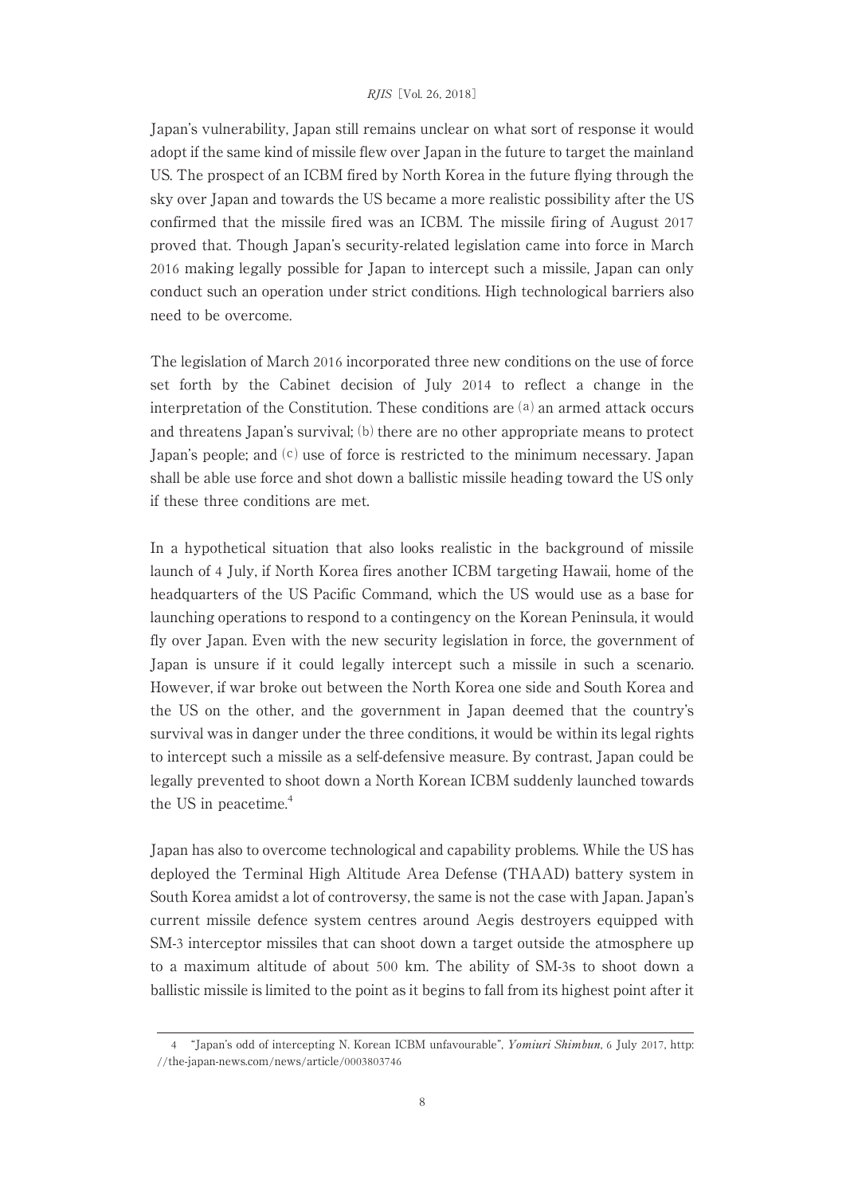Japan's vulnerability, Japan still remains unclear on what sort of response it would adopt if the same kind of missile flew over Japan in the future to target the mainland US. The prospect of an ICBM fired by North Korea in the future flying through the sky over Japan and towards the US became a more realistic possibility after the US confirmed that the missile fired was an ICBM. The missile firing of August 2017 proved that. Though Japan's security-related legislation came into force in March 2016 making legally possible for Japan to intercept such a missile, Japan can only conduct such an operation under strict conditions. High technological barriers also need to be overcome.

The legislation of March 2016 incorporated three new conditions on the use of force set forth by the Cabinet decision of July 2014 to reflect a change in the interpretation of the Constitution. These conditions are (a) an armed attack occurs and threatens Japan's survival; (b) there are no other appropriate means to protect Japan's people; and (c) use of force is restricted to the minimum necessary. Japan shall be able use force and shot down a ballistic missile heading toward the US only if these three conditions are met.

In a hypothetical situation that also looks realistic in the background of missile launch of 4 July, if North Korea fires another ICBM targeting Hawaii, home of the headquarters of the US Pacific Command, which the US would use as a base for launching operations to respond to a contingency on the Korean Peninsula, it would fly over Japan. Even with the new security legislation in force, the government of Japan is unsure if it could legally intercept such a missile in such a scenario. However, if war broke out between the North Korea one side and South Korea and the US on the other, and the government in Japan deemed that the country's survival was in danger under the three conditions, it would be within its legal rights to intercept such a missile as a self-defensive measure. By contrast, Japan could be legally prevented to shoot down a North Korean ICBM suddenly launched towards the US in peacetime.[4]

Japan has also to overcome technological and capability problems. While the US has deployed the Terminal High Altitude Area Defense (THAAD) battery system in South Korea amidst a lot of controversy, the same is not the case with Japan. Japan's current missile defence system centres around Aegis destroyers equipped with SM-3 interceptor missiles that can shoot down a target outside the atmosphere up to a maximum altitude of about 500 km. The ability of SM-3s to shoot down a ballistic missile is limited to the point as it begins to fall from its highest point after it

4 "Japan's odd of intercepting N. Korean ICBM unfavourable", *Yomiuri Shimbun*, 6 July 2017, http://the-japan-news.com/news/article/0003803746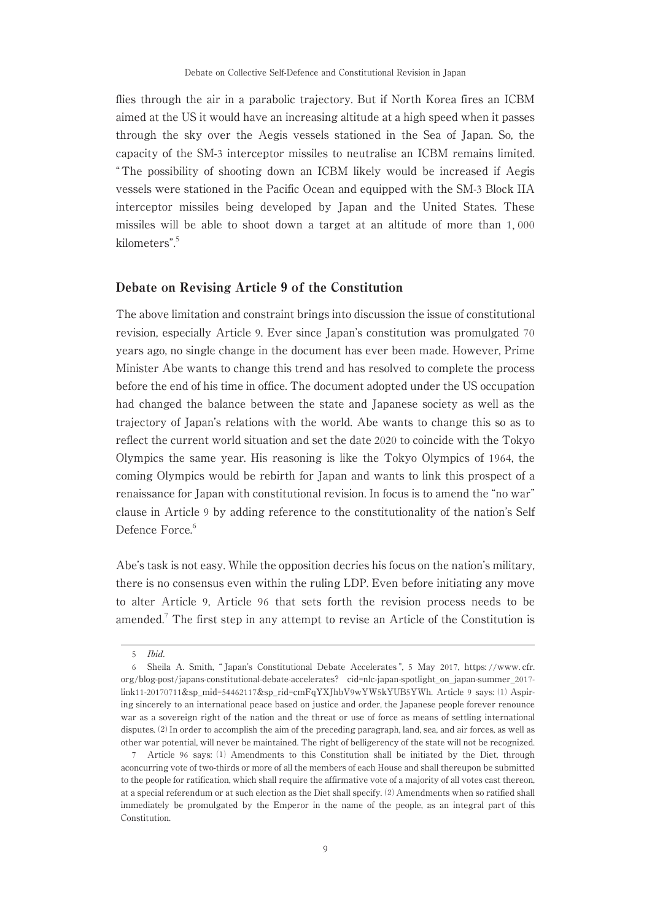flies through the air in a parabolic trajectory. But if North Korea fires an ICBM aimed at the US it would have an increasing altitude at a high speed when it passes through the sky over the Aegis vessels stationed in the Sea of Japan. So, the capacity of the SM-3 interceptor missiles to neutralise an ICBM remains limited. "The possibility of shooting down an ICBM likely would be increased if Aegis vessels were stationed in the Pacific Ocean and equipped with the SM-3 Block IIA interceptor missiles being developed by Japan and the United States. These missiles will be able to shoot down a target at an altitude of more than 1, 000 kilometers".[5]

## Debate on Revising Article 9 of the Constitution

The above limitation and constraint brings into discussion the issue of constitutional revision, especially Article 9. Ever since Japan's constitution was promulgated 70 years ago, no single change in the document has ever been made. However, Prime Minister Abe wants to change this trend and has resolved to complete the process before the end of his time in office. The document adopted under the US occupation had changed the balance between the state and Japanese society as well as the trajectory of Japan's relations with the world. Abe wants to change this so as to reflect the current world situation and set the date 2020 to coincide with the Tokyo Olympics the same year. His reasoning is like the Tokyo Olympics of 1964, the coming Olympics would be rebirth for Japan and wants to link this prospect of a renaissance for Japan with constitutional revision. In focus is to amend the "no war" clause in Article 9 by adding reference to the constitutionality of the nation's Self Defence Force.[6]

Abe's task is not easy. While the opposition decries his focus on the nation's military, there is no consensus even within the ruling LDP. Even before initiating any move to alter Article 9, Article 96 that sets forth the revision process needs to be amended.[7] The first step in any attempt to revise an Article of the Constitution is

---

5 *Ibid.*

6 Sheila A. Smith, "Japan's Constitutional Debate Accelerates", 5 May 2017, https://www.cfr.org/blog-post/japans-constitutional-debate-accelerates? cid=nlc-japan-spotlight_on_japan-summer_2017-link11-20170711&sp_mid=54462117&sp_rid=cmFqYXJhbV9wYW5kYUB5YWh. Article 9 says: (1) Aspiring sincerely to an international peace based on justice and order, the Japanese people forever renounce war as a sovereign right of the nation and the threat or use of force as means of settling international disputes. (2) In order to accomplish the aim of the preceding paragraph, land, sea, and air forces, as well as other war potential, will never be maintained. The right of belligerency of the state will not be recognized.

7 Article 96 says: (1) Amendments to this Constitution shall be initiated by the Diet, through aconcurring vote of two-thirds or more of all the members of each House and shall thereupon be submitted to the people for ratification, which shall require the affirmative vote of a majority of all votes cast thereon, at a special referendum or at such election as the Diet shall specify. (2) Amendments when so ratified shall immediately be promulgated by the Emperor in the name of the people, as an integral part of this Constitution.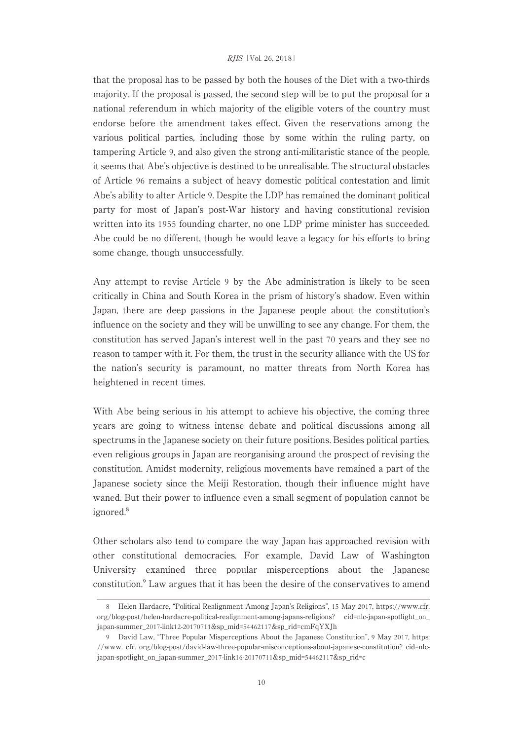that the proposal has to be passed by both the houses of the Diet with a two-thirds majority. If the proposal is passed, the second step will be to put the proposal for a national referendum in which majority of the eligible voters of the country must endorse before the amendment takes effect. Given the reservations among the various political parties, including those by some within the ruling party, on tampering Article 9, and also given the strong anti-militaristic stance of the people, it seems that Abe's objective is destined to be unrealisable. The structural obstacles of Article 96 remains a subject of heavy domestic political contestation and limit Abe's ability to alter Article 9. Despite the LDP has remained the dominant political party for most of Japan's post-War history and having constitutional revision written into its 1955 founding charter, no one LDP prime minister has succeeded. Abe could be no different, though he would leave a legacy for his efforts to bring some change, though unsuccessfully.

Any attempt to revise Article 9 by the Abe administration is likely to be seen critically in China and South Korea in the prism of history's shadow. Even within Japan, there are deep passions in the Japanese people about the constitution's influence on the society and they will be unwilling to see any change. For them, the constitution has served Japan's interest well in the past 70 years and they see no reason to tamper with it. For them, the trust in the security alliance with the US for the nation's security is paramount, no matter threats from North Korea has heightened in recent times.

With Abe being serious in his attempt to achieve his objective, the coming three years are going to witness intense debate and political discussions among all spectrums in the Japanese society on their future positions. Besides political parties, even religious groups in Japan are reorganising around the prospect of revising the constitution. Amidst modernity, religious movements have remained a part of the Japanese society since the Meiji Restoration, though their influence might have waned. But their power to influence even a small segment of population cannot be ignored.[8]

Other scholars also tend to compare the way Japan has approached revision with other constitutional democracies. For example, David Law of Washington University examined three popular misperceptions about the Japanese constitution.[9] Law argues that it has been the desire of the conservatives to amend

---

8 Helen Hardacre, "Political Realignment Among Japan's Religions", 15 May 2017, https://www.cfr.org/blog-post/helen-hardacre-political-realignment-among-japans-religions? cid=nlc-japan-spotlight_on_japan-summer_2017-link12-20170711&sp_mid=54462117&sp_rid=cmFqYXJh

9 David Law, "Three Popular Misperceptions About the Japanese Constitution", 9 May 2017, https://www.cfr.org/blog-post/david-law-three-popular-misconceptions-about-japanese-constitution? cid=nlc-japan-spotlight_on_japan-summer_2017-link16-20170711&sp_mid=54462117&sp_rid=c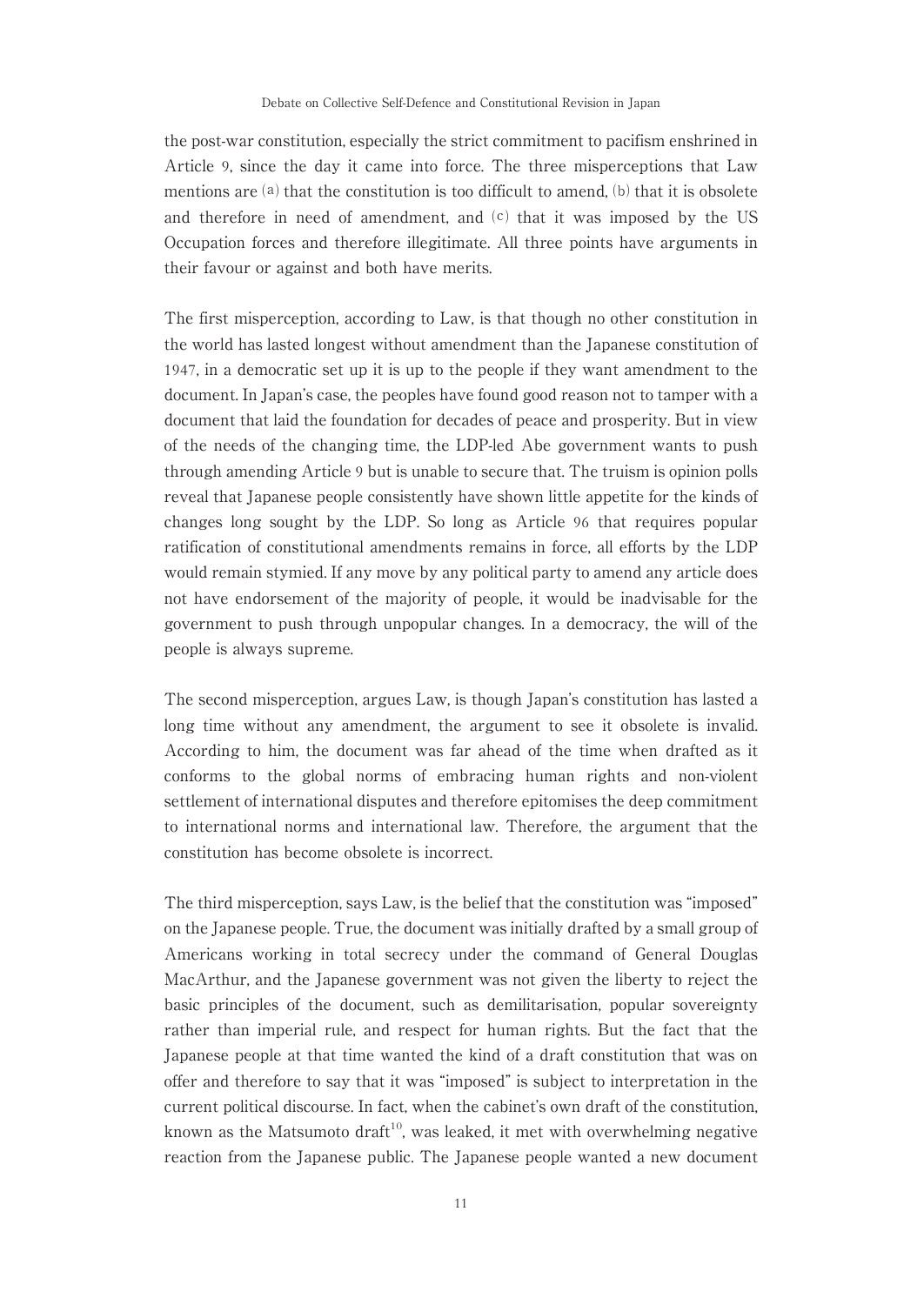the post-war constitution, especially the strict commitment to pacifism enshrined in Article 9, since the day it came into force. The three misperceptions that Law mentions are (a) that the constitution is too difficult to amend, (b) that it is obsolete and therefore in need of amendment, and (c) that it was imposed by the US Occupation forces and therefore illegitimate. All three points have arguments in their favour or against and both have merits.

The first misperception, according to Law, is that though no other constitution in the world has lasted longest without amendment than the Japanese constitution of 1947, in a democratic set up it is up to the people if they want amendment to the document. In Japan's case, the peoples have found good reason not to tamper with a document that laid the foundation for decades of peace and prosperity. But in view of the needs of the changing time, the LDP-led Abe government wants to push through amending Article 9 but is unable to secure that. The truism is opinion polls reveal that Japanese people consistently have shown little appetite for the kinds of changes long sought by the LDP. So long as Article 96 that requires popular ratification of constitutional amendments remains in force, all efforts by the LDP would remain stymied. If any move by any political party to amend any article does not have endorsement of the majority of people, it would be inadvisable for the government to push through unpopular changes. In a democracy, the will of the people is always supreme.

The second misperception, argues Law, is though Japan's constitution has lasted a long time without any amendment, the argument to see it obsolete is invalid. According to him, the document was far ahead of the time when drafted as it conforms to the global norms of embracing human rights and non-violent settlement of international disputes and therefore epitomises the deep commitment to international norms and international law. Therefore, the argument that the constitution has become obsolete is incorrect.

The third misperception, says Law, is the belief that the constitution was "imposed" on the Japanese people. True, the document was initially drafted by a small group of Americans working in total secrecy under the command of General Douglas MacArthur, and the Japanese government was not given the liberty to reject the basic principles of the document, such as demilitarisation, popular sovereignty rather than imperial rule, and respect for human rights. But the fact that the Japanese people at that time wanted the kind of a draft constitution that was on offer and therefore to say that it was "imposed" is subject to interpretation in the current political discourse. In fact, when the cabinet's own draft of the constitution, known as the Matsumoto draft[10], was leaked, it met with overwhelming negative reaction from the Japanese public. The Japanese people wanted a new document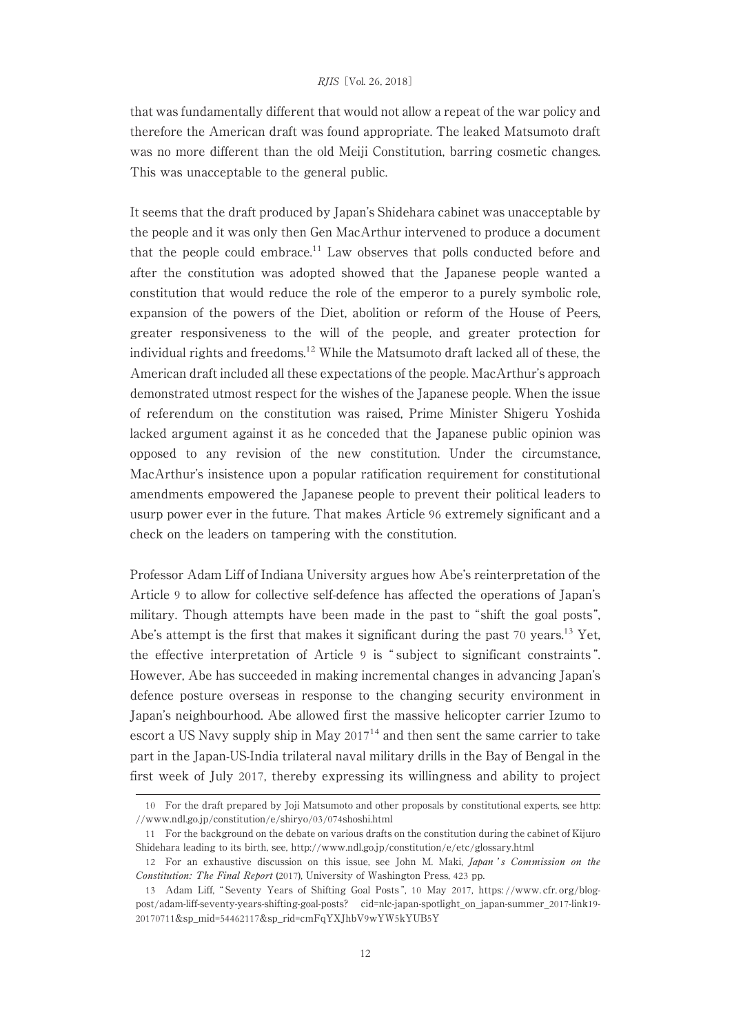that was fundamentally different that would not allow a repeat of the war policy and therefore the American draft was found appropriate. The leaked Matsumoto draft was no more different than the old Meiji Constitution, barring cosmetic changes. This was unacceptable to the general public.

It seems that the draft produced by Japan's Shidehara cabinet was unacceptable by the people and it was only then Gen MacArthur intervened to produce a document that the people could embrace.[11] Law observes that polls conducted before and after the constitution was adopted showed that the Japanese people wanted a constitution that would reduce the role of the emperor to a purely symbolic role, expansion of the powers of the Diet, abolition or reform of the House of Peers, greater responsiveness to the will of the people, and greater protection for individual rights and freedoms.[12] While the Matsumoto draft lacked all of these, the American draft included all these expectations of the people. MacArthur's approach demonstrated utmost respect for the wishes of the Japanese people. When the issue of referendum on the constitution was raised, Prime Minister Shigeru Yoshida lacked argument against it as he conceded that the Japanese public opinion was opposed to any revision of the new constitution. Under the circumstance, MacArthur's insistence upon a popular ratification requirement for constitutional amendments empowered the Japanese people to prevent their political leaders to usurp power ever in the future. That makes Article 96 extremely significant and a check on the leaders on tampering with the constitution.

Professor Adam Liff of Indiana University argues how Abe's reinterpretation of the Article 9 to allow for collective self-defence has affected the operations of Japan's military. Though attempts have been made in the past to "shift the goal posts", Abe's attempt is the first that makes it significant during the past 70 years.[13] Yet, the effective interpretation of Article 9 is "subject to significant constraints". However, Abe has succeeded in making incremental changes in advancing Japan's defence posture overseas in response to the changing security environment in Japan's neighbourhood. Abe allowed first the massive helicopter carrier Izumo to escort a US Navy supply ship in May 2017[14] and then sent the same carrier to take part in the Japan-US-India trilateral naval military drills in the Bay of Bengal in the first week of July 2017, thereby expressing its willingness and ability to project

---

10 For the draft prepared by Joji Matsumoto and other proposals by constitutional experts, see http://www.ndl.go.jp/constitution/e/shiryo/03/074shoshi.html

11 For the background on the debate on various drafts on the constitution during the cabinet of Kijuro Shidehara leading to its birth, see, http://www.ndl.go.jp/constitution/e/etc/glossary.html

12 For an exhaustive discussion on this issue, see John M. Maki, *Japan's Commission on the Constitution: The Final Report* (2017), University of Washington Press, 423 pp.

13 Adam Liff, "Seventy Years of Shifting Goal Posts", 10 May 2017, https://www.cfr.org/blog-post/adam-liff-seventy-years-shifting-goal-posts? cid=nlc-japan-spotlight_on_japan-summer_2017-link19-20170711&sp_mid=54462117&sp_rid=cmFqYXJhbV9wYW5kYUB5Y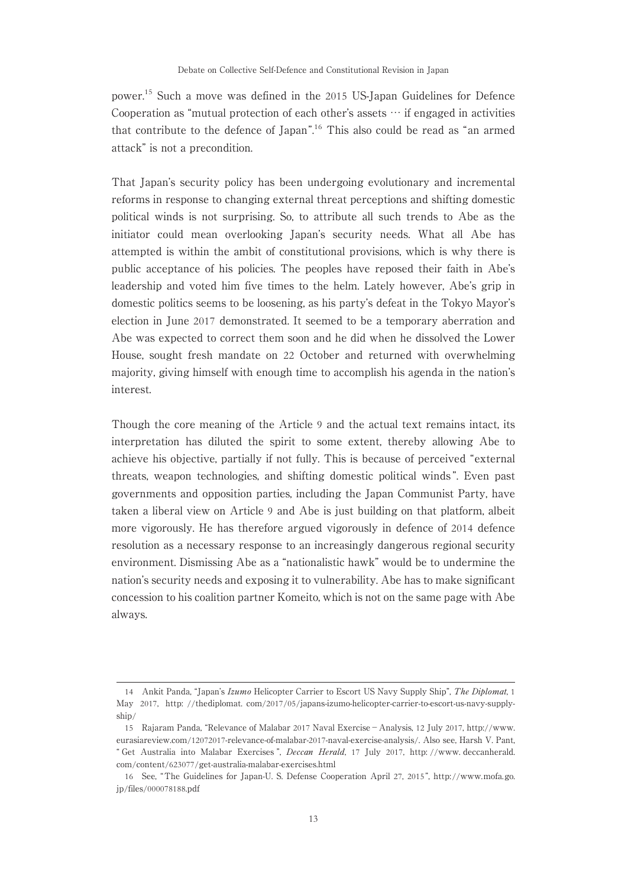power.[15] Such a move was defined in the 2015 US-Japan Guidelines for Defence Cooperation as "mutual protection of each other's assets … if engaged in activities that contribute to the defence of Japan".[16] This also could be read as "an armed attack" is not a precondition.

That Japan's security policy has been undergoing evolutionary and incremental reforms in response to changing external threat perceptions and shifting domestic political winds is not surprising. So, to attribute all such trends to Abe as the initiator could mean overlooking Japan's security needs. What all Abe has attempted is within the ambit of constitutional provisions, which is why there is public acceptance of his policies. The peoples have reposed their faith in Abe's leadership and voted him five times to the helm. Lately however, Abe's grip in domestic politics seems to be loosening, as his party's defeat in the Tokyo Mayor's election in June 2017 demonstrated. It seemed to be a temporary aberration and Abe was expected to correct them soon and he did when he dissolved the Lower House, sought fresh mandate on 22 October and returned with overwhelming majority, giving himself with enough time to accomplish his agenda in the nation's interest.

Though the core meaning of the Article 9 and the actual text remains intact, its interpretation has diluted the spirit to some extent, thereby allowing Abe to achieve his objective, partially if not fully. This is because of perceived "external threats, weapon technologies, and shifting domestic political winds". Even past governments and opposition parties, including the Japan Communist Party, have taken a liberal view on Article 9 and Abe is just building on that platform, albeit more vigorously. He has therefore argued vigorously in defence of 2014 defence resolution as a necessary response to an increasingly dangerous regional security environment. Dismissing Abe as a "nationalistic hawk" would be to undermine the nation's security needs and exposing it to vulnerability. Abe has to make significant concession to his coalition partner Komeito, which is not on the same page with Abe always.

---

14 Ankit Panda, "Japan's *Izumo* Helicopter Carrier to Escort US Navy Supply Ship", *The Diplomat*, 1 May 2017, http://thediplomat.com/2017/05/japans-izumo-helicopter-carrier-to-escort-us-navy-supply-ship/

15 Rajaram Panda, "Relevance of Malabar 2017 Naval Exercise – Analysis, 12 July 2017, http://www.eurasiareview.com/12072017-relevance-of-malabar-2017-naval-exercise-analysis/. Also see, Harsh V. Pant, "Get Australia into Malabar Exercises", *Deccan Herald*, 17 July 2017, http://www.deccanherald.com/content/623077/get-australia-malabar-exercises.html

16 See, "The Guidelines for Japan-U.S. Defense Cooperation April 27, 2015", http://www.mofa.go.jp/files/000078188.pdf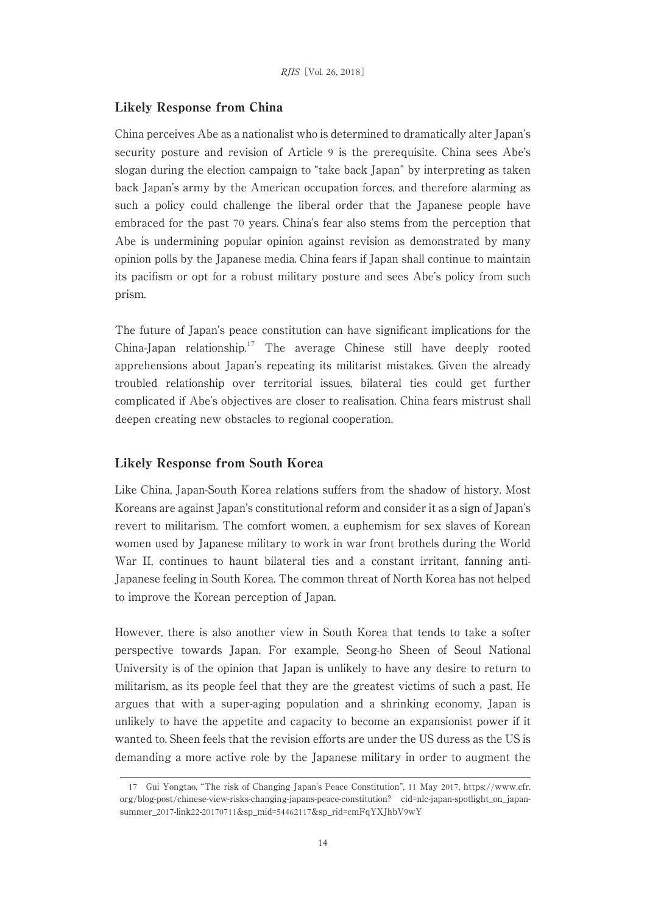## Likely Response from China

China perceives Abe as a nationalist who is determined to dramatically alter Japan's security posture and revision of Article 9 is the prerequisite. China sees Abe's slogan during the election campaign to "take back Japan" by interpreting as taken back Japan's army by the American occupation forces, and therefore alarming as such a policy could challenge the liberal order that the Japanese people have embraced for the past 70 years. China's fear also stems from the perception that Abe is undermining popular opinion against revision as demonstrated by many opinion polls by the Japanese media. China fears if Japan shall continue to maintain its pacifism or opt for a robust military posture and sees Abe's policy from such prism.

The future of Japan's peace constitution can have significant implications for the China-Japan relationship.[17] The average Chinese still have deeply rooted apprehensions about Japan's repeating its militarist mistakes. Given the already troubled relationship over territorial issues, bilateral ties could get further complicated if Abe's objectives are closer to realisation. China fears mistrust shall deepen creating new obstacles to regional cooperation.

## Likely Response from South Korea

Like China, Japan-South Korea relations suffers from the shadow of history. Most Koreans are against Japan's constitutional reform and consider it as a sign of Japan's revert to militarism. The comfort women, a euphemism for sex slaves of Korean women used by Japanese military to work in war front brothels during the World War II, continues to haunt bilateral ties and a constant irritant, fanning anti-Japanese feeling in South Korea. The common threat of North Korea has not helped to improve the Korean perception of Japan.

However, there is also another view in South Korea that tends to take a softer perspective towards Japan. For example, Seong-ho Sheen of Seoul National University is of the opinion that Japan is unlikely to have any desire to return to militarism, as its people feel that they are the greatest victims of such a past. He argues that with a super-aging population and a shrinking economy, Japan is unlikely to have the appetite and capacity to become an expansionist power if it wanted to. Sheen feels that the revision efforts are under the US duress as the US is demanding a more active role by the Japanese military in order to augment the

---

17 Gui Yongtao, "The risk of Changing Japan's Peace Constitution", 11 May 2017, https://www.cfr.org/blog-post/chinese-view-risks-changing-japans-peace-constitution? cid=nlc-japan-spotlight_on_japan-summer_2017-link22-20170711&sp_mid=54462117&sp_rid=cmFqYXJhbV9wY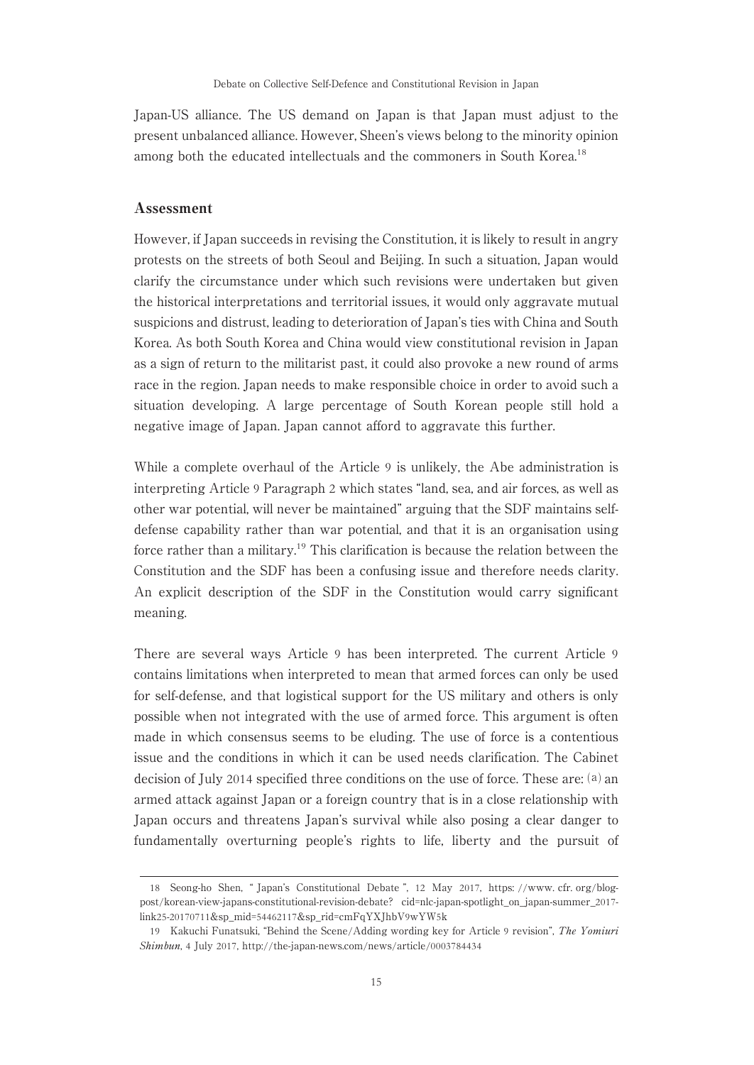Japan-US alliance. The US demand on Japan is that Japan must adjust to the present unbalanced alliance. However, Sheen's views belong to the minority opinion among both the educated intellectuals and the commoners in South Korea.[18]

## Assessment

However, if Japan succeeds in revising the Constitution, it is likely to result in angry protests on the streets of both Seoul and Beijing. In such a situation, Japan would clarify the circumstance under which such revisions were undertaken but given the historical interpretations and territorial issues, it would only aggravate mutual suspicions and distrust, leading to deterioration of Japan's ties with China and South Korea. As both South Korea and China would view constitutional revision in Japan as a sign of return to the militarist past, it could also provoke a new round of arms race in the region. Japan needs to make responsible choice in order to avoid such a situation developing. A large percentage of South Korean people still hold a negative image of Japan. Japan cannot afford to aggravate this further.

While a complete overhaul of the Article 9 is unlikely, the Abe administration is interpreting Article 9 Paragraph 2 which states "land, sea, and air forces, as well as other war potential, will never be maintained" arguing that the SDF maintains self-defense capability rather than war potential, and that it is an organisation using force rather than a military.[19] This clarification is because the relation between the Constitution and the SDF has been a confusing issue and therefore needs clarity. An explicit description of the SDF in the Constitution would carry significant meaning.

There are several ways Article 9 has been interpreted. The current Article 9 contains limitations when interpreted to mean that armed forces can only be used for self-defense, and that logistical support for the US military and others is only possible when not integrated with the use of armed force. This argument is often made in which consensus seems to be eluding. The use of force is a contentious issue and the conditions in which it can be used needs clarification. The Cabinet decision of July 2014 specified three conditions on the use of force. These are: (a) an armed attack against Japan or a foreign country that is in a close relationship with Japan occurs and threatens Japan's survival while also posing a clear danger to fundamentally overturning people's rights to life, liberty and the pursuit of

---

18 Seong-ho Shen, " Japan's Constitutional Debate ", 12 May 2017, https: //www. cfr. org/blog-post/korean-view-japans-constitutional-revision-debate? cid=nlc-japan-spotlight_on_japan-summer_2017-link25-20170711&sp_mid=54462117&sp_rid=cmFqYXJhbV9wYW5k

19 Kakuchi Funatsuki, "Behind the Scene/Adding wording key for Article 9 revision", *The Yomiuri Shimbun*, 4 July 2017, http://the-japan-news.com/news/article/0003784434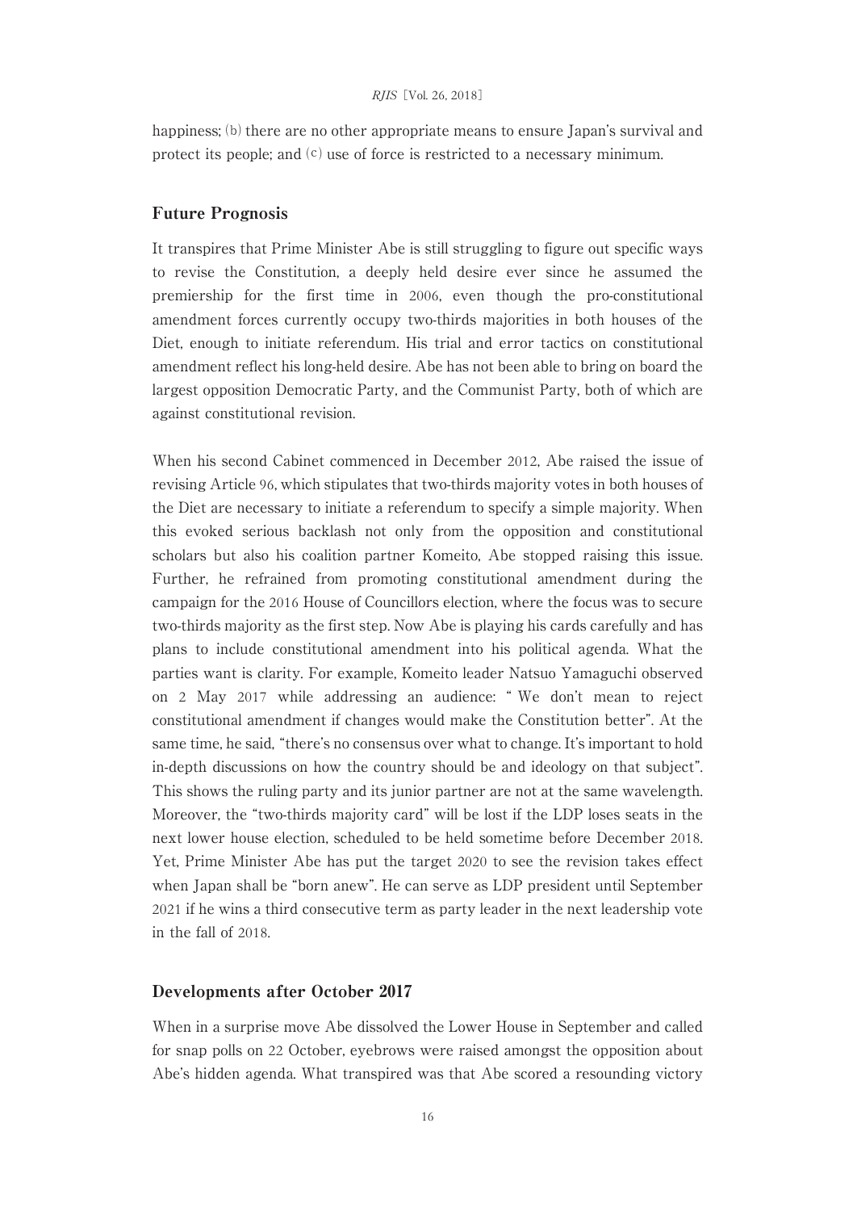happiness; (b) there are no other appropriate means to ensure Japan's survival and protect its people; and (c) use of force is restricted to a necessary minimum.

## Future Prognosis

It transpires that Prime Minister Abe is still struggling to figure out specific ways to revise the Constitution, a deeply held desire ever since he assumed the premiership for the first time in 2006, even though the pro-constitutional amendment forces currently occupy two-thirds majorities in both houses of the Diet, enough to initiate referendum. His trial and error tactics on constitutional amendment reflect his long-held desire. Abe has not been able to bring on board the largest opposition Democratic Party, and the Communist Party, both of which are against constitutional revision.

When his second Cabinet commenced in December 2012, Abe raised the issue of revising Article 96, which stipulates that two-thirds majority votes in both houses of the Diet are necessary to initiate a referendum to specify a simple majority. When this evoked serious backlash not only from the opposition and constitutional scholars but also his coalition partner Komeito, Abe stopped raising this issue. Further, he refrained from promoting constitutional amendment during the campaign for the 2016 House of Councillors election, where the focus was to secure two-thirds majority as the first step. Now Abe is playing his cards carefully and has plans to include constitutional amendment into his political agenda. What the parties want is clarity. For example, Komeito leader Natsuo Yamaguchi observed on 2 May 2017 while addressing an audience: " We don't mean to reject constitutional amendment if changes would make the Constitution better". At the same time, he said, "there's no consensus over what to change. It's important to hold in-depth discussions on how the country should be and ideology on that subject". This shows the ruling party and its junior partner are not at the same wavelength. Moreover, the "two-thirds majority card" will be lost if the LDP loses seats in the next lower house election, scheduled to be held sometime before December 2018. Yet, Prime Minister Abe has put the target 2020 to see the revision takes effect when Japan shall be "born anew". He can serve as LDP president until September 2021 if he wins a third consecutive term as party leader in the next leadership vote in the fall of 2018.

## Developments after October 2017

When in a surprise move Abe dissolved the Lower House in September and called for snap polls on 22 October, eyebrows were raised amongst the opposition about Abe's hidden agenda. What transpired was that Abe scored a resounding victory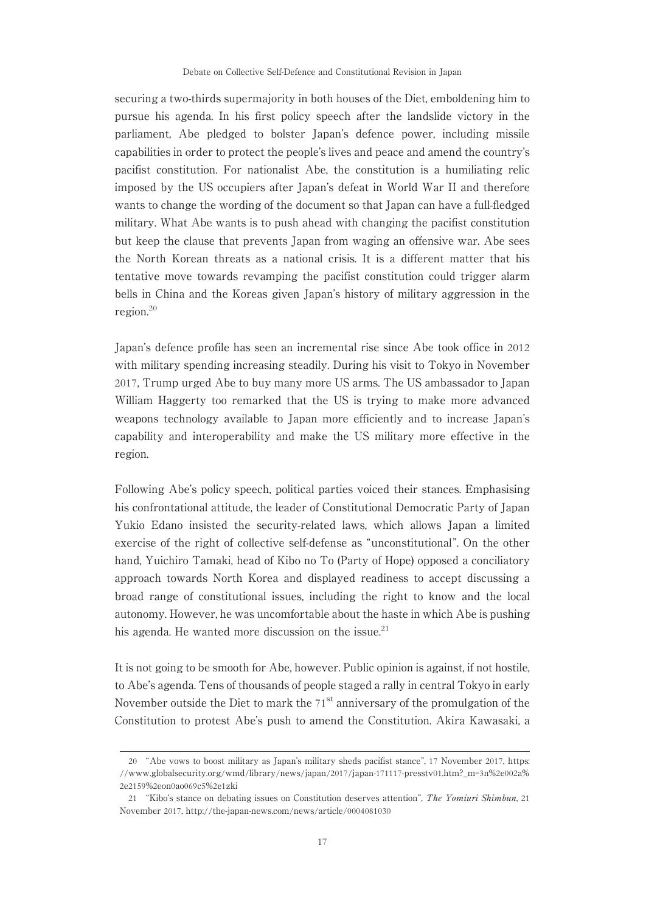securing a two-thirds supermajority in both houses of the Diet, emboldening him to pursue his agenda. In his first policy speech after the landslide victory in the parliament, Abe pledged to bolster Japan's defence power, including missile capabilities in order to protect the people's lives and peace and amend the country's pacifist constitution. For nationalist Abe, the constitution is a humiliating relic imposed by the US occupiers after Japan's defeat in World War II and therefore wants to change the wording of the document so that Japan can have a full-fledged military. What Abe wants is to push ahead with changing the pacifist constitution but keep the clause that prevents Japan from waging an offensive war. Abe sees the North Korean threats as a national crisis. It is a different matter that his tentative move towards revamping the pacifist constitution could trigger alarm bells in China and the Koreas given Japan's history of military aggression in the region.[20]

Japan's defence profile has seen an incremental rise since Abe took office in 2012 with military spending increasing steadily. During his visit to Tokyo in November 2017, Trump urged Abe to buy many more US arms. The US ambassador to Japan William Haggerty too remarked that the US is trying to make more advanced weapons technology available to Japan more efficiently and to increase Japan's capability and interoperability and make the US military more effective in the region.

Following Abe's policy speech, political parties voiced their stances. Emphasising his confrontational attitude, the leader of Constitutional Democratic Party of Japan Yukio Edano insisted the security-related laws, which allows Japan a limited exercise of the right of collective self-defense as "unconstitutional". On the other hand, Yuichiro Tamaki, head of Kibo no To (Party of Hope) opposed a conciliatory approach towards North Korea and displayed readiness to accept discussing a broad range of constitutional issues, including the right to know and the local autonomy. However, he was uncomfortable about the haste in which Abe is pushing his agenda. He wanted more discussion on the issue.[21]

It is not going to be smooth for Abe, however. Public opinion is against, if not hostile, to Abe's agenda. Tens of thousands of people staged a rally in central Tokyo in early November outside the Diet to mark the 71st anniversary of the promulgation of the Constitution to protest Abe's push to amend the Constitution. Akira Kawasaki, a

---

20 "Abe vows to boost military as Japan's military sheds pacifist stance", 17 November 2017, https://www.globalsecurity.org/wmd/library/news/japan/2017/japan-171117-presstv01.htm?_m=3n%2e002a%2e2159%2eon0ao069c5%2e1zki

21 "Kibo's stance on debating issues on Constitution deserves attention", *The Yomiuri Shimbun*, 21 November 2017, http://the-japan-news.com/news/article/0004081030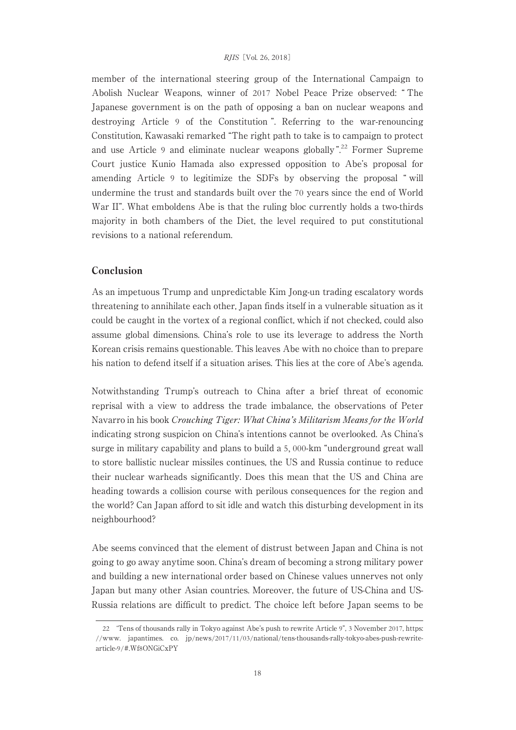member of the international steering group of the International Campaign to Abolish Nuclear Weapons, winner of 2017 Nobel Peace Prize observed: "The Japanese government is on the path of opposing a ban on nuclear weapons and destroying Article 9 of the Constitution". Referring to the war-renouncing Constitution, Kawasaki remarked "The right path to take is to campaign to protect and use Article 9 and eliminate nuclear weapons globally".[22] Former Supreme Court justice Kunio Hamada also expressed opposition to Abe's proposal for amending Article 9 to legitimize the SDFs by observing the proposal "will undermine the trust and standards built over the 70 years since the end of World War II". What emboldens Abe is that the ruling bloc currently holds a two-thirds majority in both chambers of the Diet, the level required to put constitutional revisions to a national referendum.

## Conclusion

As an impetuous Trump and unpredictable Kim Jong-un trading escalatory words threatening to annihilate each other, Japan finds itself in a vulnerable situation as it could be caught in the vortex of a regional conflict, which if not checked, could also assume global dimensions. China's role to use its leverage to address the North Korean crisis remains questionable. This leaves Abe with no choice than to prepare his nation to defend itself if a situation arises. This lies at the core of Abe's agenda.

Notwithstanding Trump's outreach to China after a brief threat of economic reprisal with a view to address the trade imbalance, the observations of Peter Navarro in his book *Crouching Tiger: What China's Militarism Means for the World* indicating strong suspicion on China's intentions cannot be overlooked. As China's surge in military capability and plans to build a 5,000-km "underground great wall to store ballistic nuclear missiles continues, the US and Russia continue to reduce their nuclear warheads significantly. Does this mean that the US and China are heading towards a collision course with perilous consequences for the region and the world? Can Japan afford to sit idle and watch this disturbing development in its neighbourhood?

Abe seems convinced that the element of distrust between Japan and China is not going to go away anytime soon. China's dream of becoming a strong military power and building a new international order based on Chinese values unnerves not only Japan but many other Asian countries. Moreover, the future of US-China and US-Russia relations are difficult to predict. The choice left before Japan seems to be

---

22 "Tens of thousands rally in Tokyo against Abe's push to rewrite Article 9", 3 November 2017, https://www.japantimes.co.jp/news/2017/11/03/national/tens-thousands-rally-tokyo-abes-push-rewrite-article-9/#.Wf8ONGiCxPY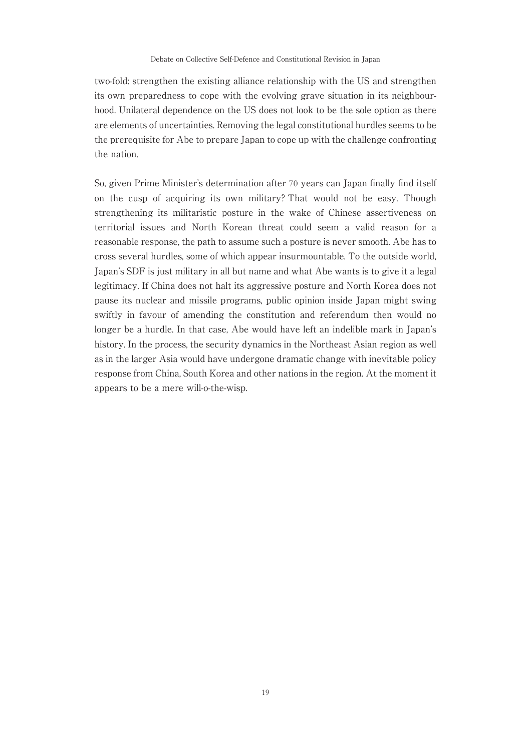two-fold: strengthen the existing alliance relationship with the US and strengthen its own preparedness to cope with the evolving grave situation in its neighbourhood. Unilateral dependence on the US does not look to be the sole option as there are elements of uncertainties. Removing the legal constitutional hurdles seems to be the prerequisite for Abe to prepare Japan to cope up with the challenge confronting the nation.

So, given Prime Minister's determination after 70 years can Japan finally find itself on the cusp of acquiring its own military? That would not be easy. Though strengthening its militaristic posture in the wake of Chinese assertiveness on territorial issues and North Korean threat could seem a valid reason for a reasonable response, the path to assume such a posture is never smooth. Abe has to cross several hurdles, some of which appear insurmountable. To the outside world, Japan's SDF is just military in all but name and what Abe wants is to give it a legal legitimacy. If China does not halt its aggressive posture and North Korea does not pause its nuclear and missile programs, public opinion inside Japan might swing swiftly in favour of amending the constitution and referendum then would no longer be a hurdle. In that case, Abe would have left an indelible mark in Japan's history. In the process, the security dynamics in the Northeast Asian region as well as in the larger Asia would have undergone dramatic change with inevitable policy response from China, South Korea and other nations in the region. At the moment it appears to be a mere will-o-the-wisp.